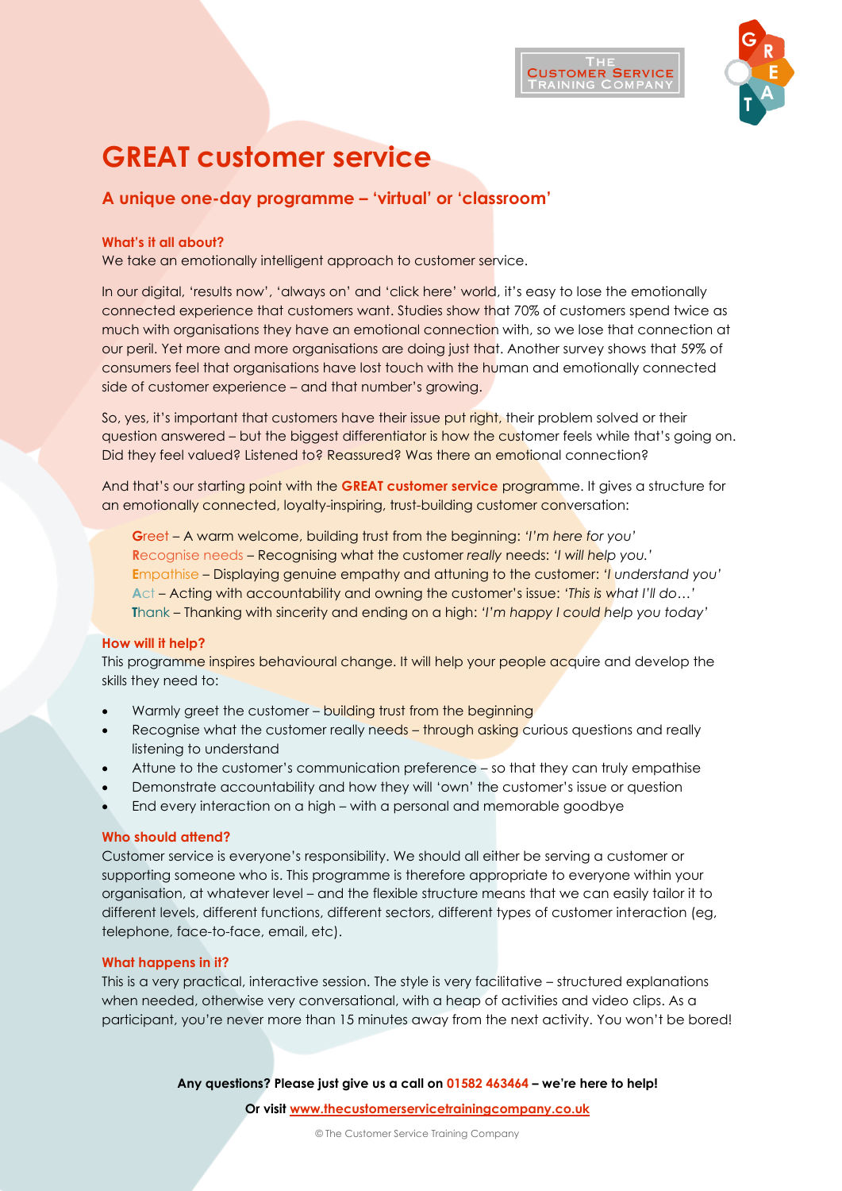# GREAT customer service

## A unique one-day programme – 'virtual' or 'classroom'

### What's it all about?

We take an emotionally intelligent approach to customer service.

In our digital, 'results now', 'always on' and 'click here' world, it's easy to lose the emotionally connected experience that customers want. Studies show that 70% of customers spend twice as much with organisations they have an emotional connection with, so we lose that connection at our peril. Yet more and more organisations are doing just that. Another survey shows that 59% of consumers feel that organisations have lost touch with the human and emotionally connected side of customer experience – and that number's growing.

So, yes, it's important that customers have their issue put right, their problem solved or their question answered – but the biggest differentiator is how the customer feels while that's going on. Did they feel valued? Listened to? Reassured? Was there an emotional connection?

And that's our starting point with the **GREAT customer service** programme. It gives a structure for an emotionally connected, loyalty-inspiring, trust-building customer conversation:

> **G**reet – A warm welcome, building trust from the beginning: *'I'm here for you'*
> **R**ecognise needs – Recognising what the customer *really* needs: *'I will help you.'*
> **E**mpathise – Displaying genuine empathy and attuning to the customer: *'I understand you'*
> **A**ct – Acting with accountability and owning the customer's issue: *'This is what I'll do…'*
> **T**hank – Thanking with sincerity and ending on a high: *'I'm happy I could help you today'*

### How will it help?

This programme inspires behavioural change. It will help your people acquire and develop the skills they need to:

- Warmly greet the customer – building trust from the beginning
- Recognise what the customer really needs – through asking curious questions and really listening to understand
- Attune to the customer's communication preference – so that they can truly empathise
- Demonstrate accountability and how they will 'own' the customer's issue or question
- End every interaction on a high – with a personal and memorable goodbye

### Who should attend?

Customer service is everyone's responsibility. We should all either be serving a customer or supporting someone who is. This programme is therefore appropriate to everyone within your organisation, at whatever level – and the flexible structure means that we can easily tailor it to different levels, different functions, different sectors, different types of customer interaction (eg, telephone, face-to-face, email, etc).

### What happens in it?

This is a very practical, interactive session. The style is very facilitative – structured explanations when needed, otherwise very conversational, with a heap of activities and video clips. As a participant, you're never more than 15 minutes away from the next activity. You won't be bored!

**Any questions? Please just give us a call on 01582 463464 – we're here to help!**

**Or visit [www.thecustomerservicetrainingcompany.co.uk](http://www.thecustomerservicetrainingcompany.co.uk)**

© The Customer Service Training Company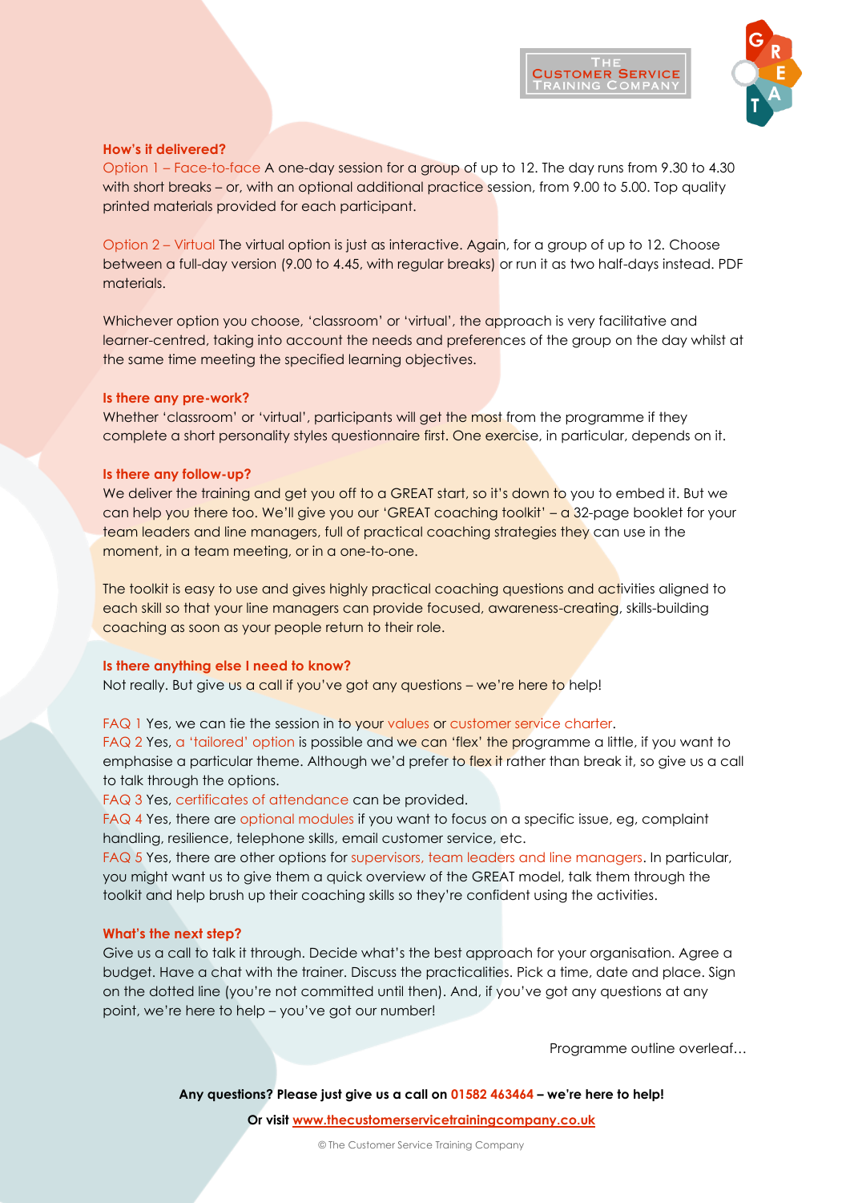### How's it delivered?

Option 1 – Face-to-face A one-day session for a group of up to 12. The day runs from 9.30 to 4.30 with short breaks – or, with an optional additional practice session, from 9.00 to 5.00. Top quality printed materials provided for each participant.

Option 2 – Virtual The virtual option is just as interactive. Again, for a group of up to 12. Choose between a full-day version (9.00 to 4.45, with regular breaks) or run it as two half-days instead. PDF materials.

Whichever option you choose, 'classroom' or 'virtual', the approach is very facilitative and learner-centred, taking into account the needs and preferences of the group on the day whilst at the same time meeting the specified learning objectives.

### Is there any pre-work?

Whether 'classroom' or 'virtual', participants will get the most from the programme if they complete a short personality styles questionnaire first. One exercise, in particular, depends on it.

### Is there any follow-up?

We deliver the training and get you off to a GREAT start, so it's down to you to embed it. But we can help you there too. We'll give you our 'GREAT coaching toolkit' – a 32-page booklet for your team leaders and line managers, full of practical coaching strategies they can use in the moment, in a team meeting, or in a one-to-one.

The toolkit is easy to use and gives highly practical coaching questions and activities aligned to each skill so that your line managers can provide focused, awareness-creating, skills-building coaching as soon as your people return to their role.

### Is there anything else I need to know?

Not really. But give us a call if you've got any questions – we're here to help!

FAQ 1 Yes, we can tie the session in to your values or customer service charter.
FAQ 2 Yes, a 'tailored' option is possible and we can 'flex' the programme a little, if you want to emphasise a particular theme. Although we'd prefer to flex it rather than break it, so give us a call to talk through the options.
FAQ 3 Yes, certificates of attendance can be provided.
FAQ 4 Yes, there are optional modules if you want to focus on a specific issue, eg, complaint handling, resilience, telephone skills, email customer service, etc.
FAQ 5 Yes, there are other options for supervisors, team leaders and line managers. In particular, you might want us to give them a quick overview of the GREAT model, talk them through the toolkit and help brush up their coaching skills so they're confident using the activities.

### What's the next step?

Give us a call to talk it through. Decide what's the best approach for your organisation. Agree a budget. Have a chat with the trainer. Discuss the practicalities. Pick a time, date and place. Sign on the dotted line (you're not committed until then). And, if you've got any questions at any point, we're here to help – you've got our number!

Programme outline overleaf…

**Any questions? Please just give us a call on 01582 463464 – we're here to help!**

**Or visit [www.thecustomerservicetrainingcompany.co.uk](http://www.thecustomerservicetrainingcompany.co.uk)**

© The Customer Service Training Company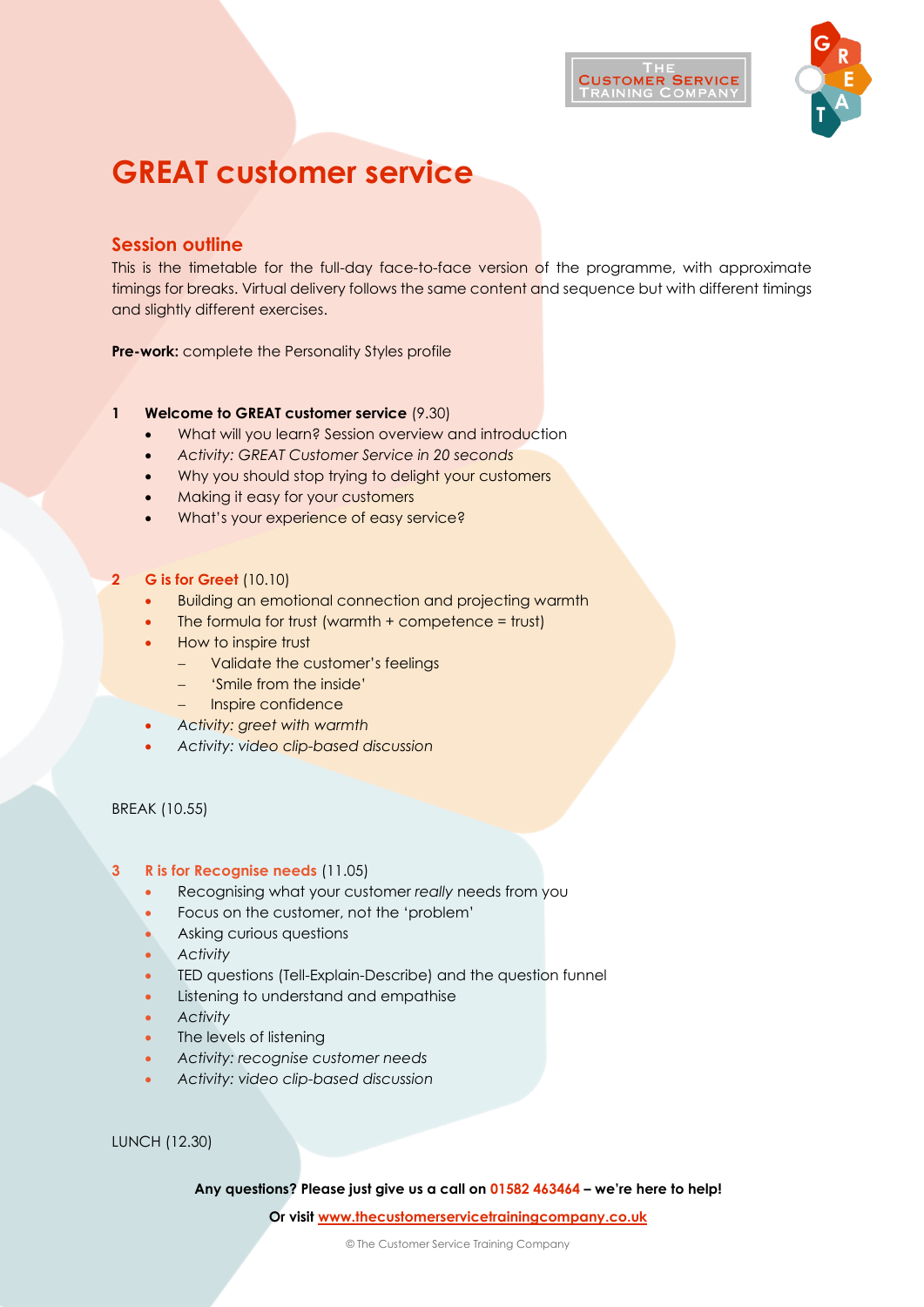# GREAT customer service

## Session outline

This is the timetable for the full-day face-to-face version of the programme, with approximate timings for breaks. Virtual delivery follows the same content and sequence but with different timings and slightly different exercises.

**Pre-work:** complete the Personality Styles profile

**1 Welcome to GREAT customer service** (9.30)

- What will you learn? Session overview and introduction
- *Activity: GREAT Customer Service in 20 seconds*
- Why you should stop trying to delight your customers
- Making it easy for your customers
- What's your experience of easy service?

**2 G is for Greet** (10.10)

- Building an emotional connection and projecting warmth
- The formula for trust (warmth + competence = trust)
- How to inspire trust
  - Validate the customer's feelings
  - 'Smile from the inside'
  - Inspire confidence
- *Activity: greet with warmth*
- *Activity: video clip-based discussion*

BREAK (10.55)

**3 R is for Recognise needs** (11.05)

- Recognising what your customer *really* needs from you
- Focus on the customer, not the 'problem'
- Asking curious questions
- *Activity*
- TED questions (Tell-Explain-Describe) and the question funnel
- Listening to understand and empathise
- *Activity*
- The levels of listening
- *Activity: recognise customer needs*
- *Activity: video clip-based discussion*

LUNCH (12.30)

**Any questions? Please just give us a call on 01582 463464 – we're here to help!**

**Or visit www.thecustomerservicetrainingcompany.co.uk**

© The Customer Service Training Company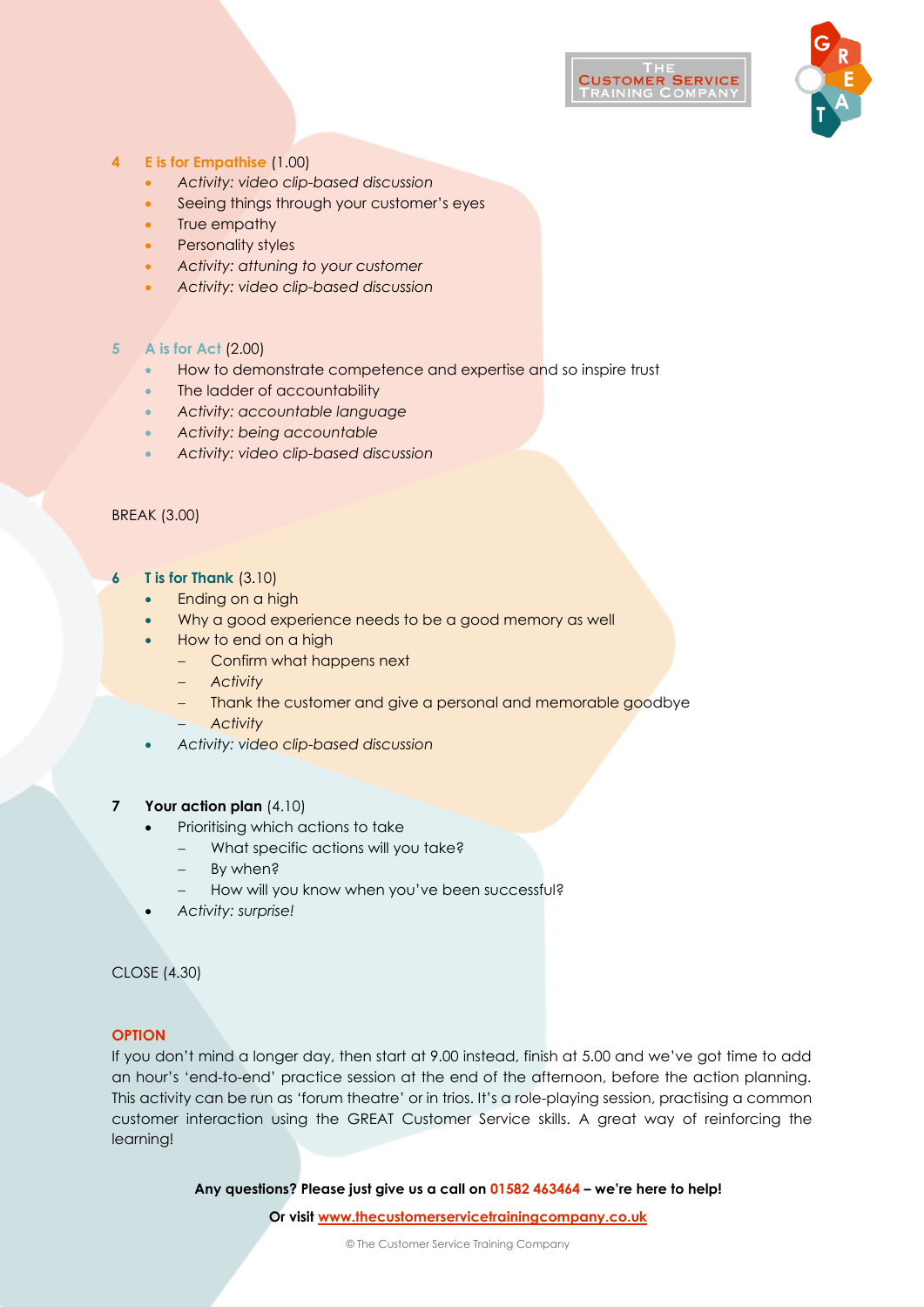**4 E is for Empathise** (1.00)

- *Activity: video clip-based discussion*
- Seeing things through your customer's eyes
- True empathy
- Personality styles
- *Activity: attuning to your customer*
- *Activity: video clip-based discussion*

**5 A is for Act** (2.00)

- How to demonstrate competence and expertise and so inspire trust
- The ladder of accountability
- *Activity: accountable language*
- *Activity: being accountable*
- *Activity: video clip-based discussion*

BREAK (3.00)

**6 T is for Thank** (3.10)

- Ending on a high
- Why a good experience needs to be a good memory as well
- How to end on a high
  - Confirm what happens next
  - *Activity*
  - Thank the customer and give a personal and memorable goodbye
  - *Activity*
- *Activity: video clip-based discussion*

**7 Your action plan** (4.10)

- Prioritising which actions to take
  - What specific actions will you take?
  - By when?
  - How will you know when you've been successful?
- *Activity: surprise!*

CLOSE (4.30)

**OPTION**

If you don't mind a longer day, then start at 9.00 instead, finish at 5.00 and we've got time to add an hour's 'end-to-end' practice session at the end of the afternoon, before the action planning. This activity can be run as 'forum theatre' or in trios. It's a role-playing session, practising a common customer interaction using the GREAT Customer Service skills. A great way of reinforcing the learning!

**Any questions? Please just give us a call on 01582 463464 – we're here to help!**

**Or visit [www.thecustomerservicetrainingcompany.co.uk](www.thecustomerservicetrainingcompany.co.uk)**

© The Customer Service Training Company